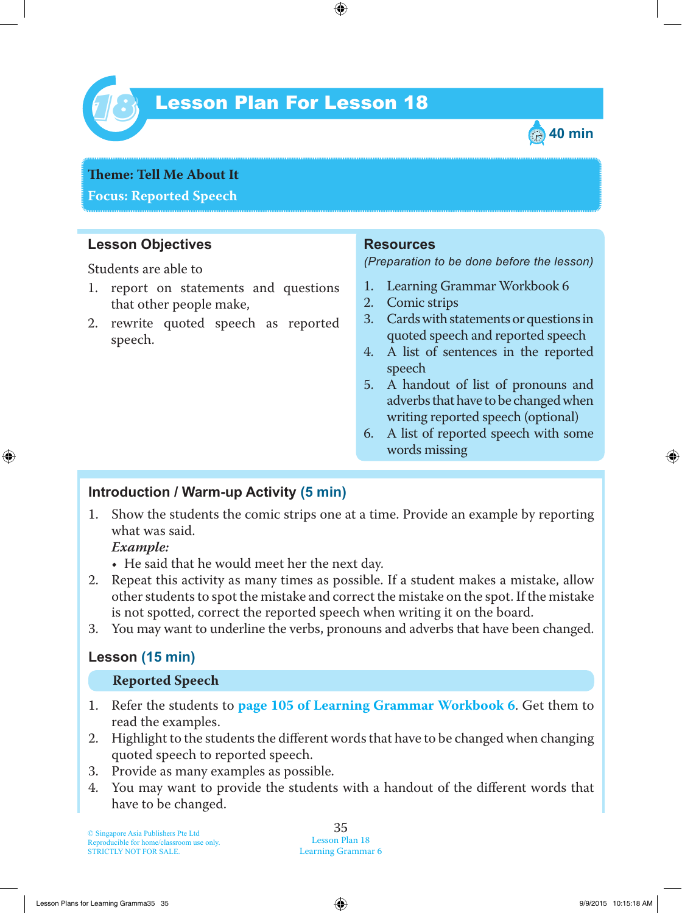# Lesson Plan For Lesson 18

40 min

**Theme: Tell Me About It**
**Focus: Reported Speech**

## Lesson Objectives

Students are able to

1. report on statements and questions that other people make,
2. rewrite quoted speech as reported speech.

## Resources

*(Preparation to be done before the lesson)*

1. Learning Grammar Workbook 6
2. Comic strips
3. Cards with statements or questions in quoted speech and reported speech
4. A list of sentences in the reported speech
5. A handout of list of pronouns and adverbs that have to be changed when writing reported speech (optional)
6. A list of reported speech with some words missing

## Introduction / Warm-up Activity (5 min)

1. Show the students the comic strips one at a time. Provide an example by reporting what was said.
   ***Example:***
   - He said that he would meet her the next day.
2. Repeat this activity as many times as possible. If a student makes a mistake, allow other students to spot the mistake and correct the mistake on the spot. If the mistake is not spotted, correct the reported speech when writing it on the board.
3. You may want to underline the verbs, pronouns and adverbs that have been changed.

## Lesson (15 min)

### Reported Speech

1. Refer the students to **page 105 of Learning Grammar Workbook 6**. Get them to read the examples.
2. Highlight to the students the different words that have to be changed when changing quoted speech to reported speech.
3. Provide as many examples as possible.
4. You may want to provide the students with a handout of the different words that have to be changed.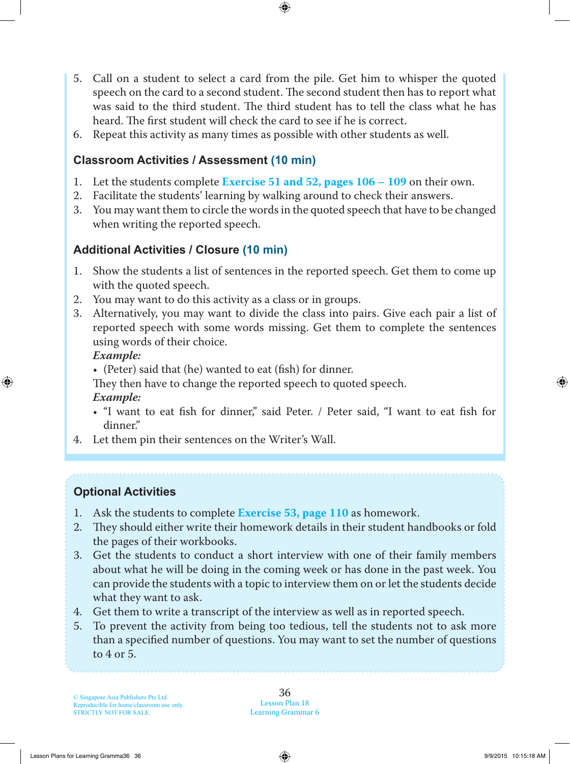5. Call on a student to select a card from the pile. Get him to whisper the quoted speech on the card to a second student. The second student then has to report what was said to the third student. The third student has to tell the class what he has heard. The first student will check the card to see if he is correct.
6. Repeat this activity as many times as possible with other students as well.

### Classroom Activities / Assessment (10 min)

1. Let the students complete **Exercise 51 and 52, pages 106 – 109** on their own.
2. Facilitate the students' learning by walking around to check their answers.
3. You may want them to circle the words in the quoted speech that have to be changed when writing the reported speech.

### Additional Activities / Closure (10 min)

1. Show the students a list of sentences in the reported speech. Get them to come up with the quoted speech.
2. You may want to do this activity as a class or in groups.
3. Alternatively, you may want to divide the class into pairs. Give each pair a list of reported speech with some words missing. Get them to complete the sentences using words of their choice.

   ***Example:***
   - (Peter) said that (he) wanted to eat (fish) for dinner.

   They then have to change the reported speech to quoted speech.

   ***Example:***
   - "I want to eat fish for dinner," said Peter. / Peter said, "I want to eat fish for dinner."
4. Let them pin their sentences on the Writer's Wall.

### Optional Activities

1. Ask the students to complete **Exercise 53, page 110** as homework.
2. They should either write their homework details in their student handbooks or fold the pages of their workbooks.
3. Get the students to conduct a short interview with one of their family members about what he will be doing in the coming week or has done in the past week. You can provide the students with a topic to interview them on or let the students decide what they want to ask.
4. Get them to write a transcript of the interview as well as in reported speech.
5. To prevent the activity from being too tedious, tell the students not to ask more than a specified number of questions. You may want to set the number of questions to 4 or 5.